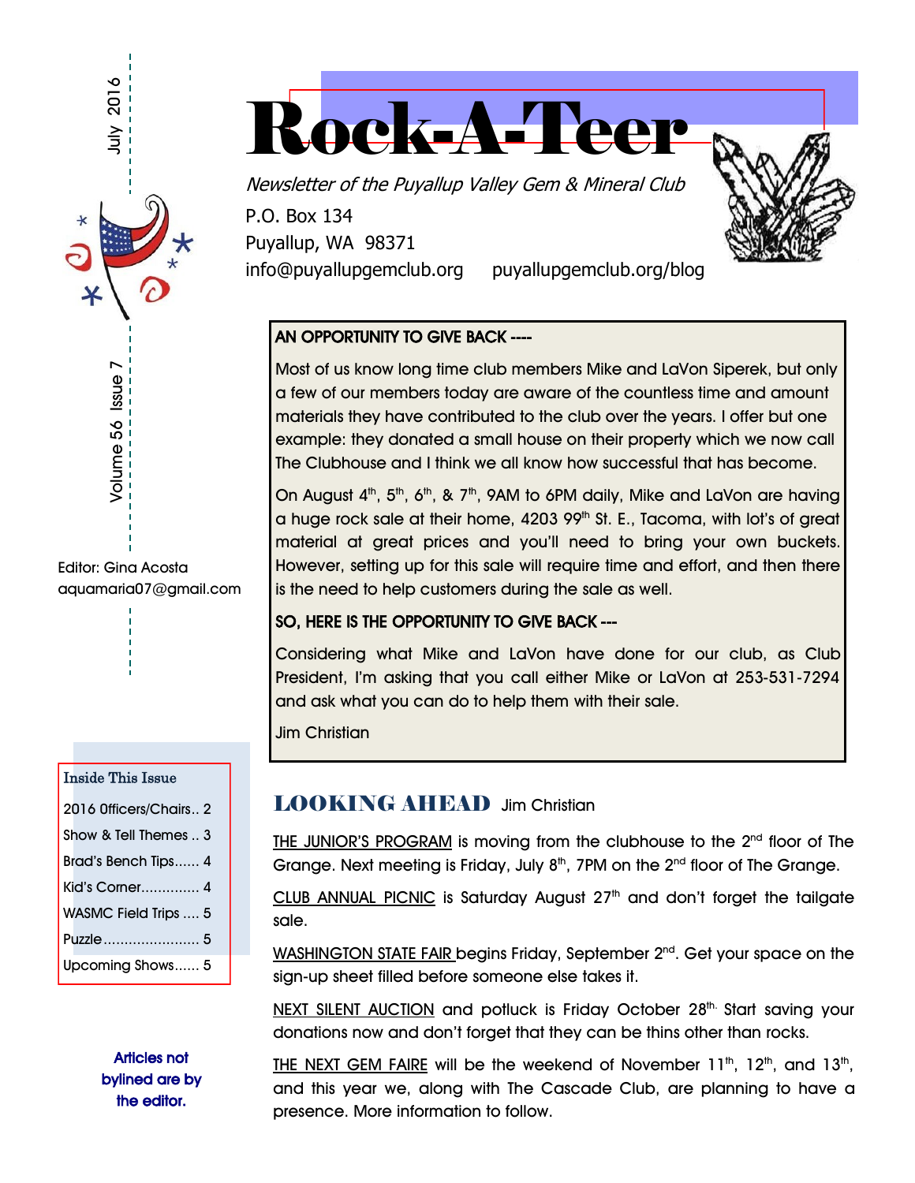# Rock-A-Teer

*Newsletter of the Puyallup Valley Gem & Mineral Club*

P.O. Box 134
Puyallup, WA 98371
info@puyallupgemclub.org puyallupgemclub.org/blog

July 2016

Volume 56 Issue 7

Editor: Gina Acosta
aquamaria07@gmail.com

**Inside This Issue**

- 2016 Officers/Chairs.. 2
- Show & Tell Themes .. 3
- Brad's Bench Tips...... 4
- Kid's Corner.............. 4
- WASMC Field Trips .... 5
- Puzzle....................... 5
- Upcoming Shows...... 5

**Articles not bylined are by the editor.**

**AN OPPORTUNITY TO GIVE BACK ----**

Most of us know long time club members Mike and LaVon Siperek, but only a few of our members today are aware of the countless time and amount materials they have contributed to the club over the years. I offer but one example: they donated a small house on their property which we now call The Clubhouse and I think we all know how successful that has become.

On August 4th, 5th, 6th, & 7th, 9AM to 6PM daily, Mike and LaVon are having a huge rock sale at their home, 4203 99th St. E., Tacoma, with lot's of great material at great prices and you'll need to bring your own buckets. However, setting up for this sale will require time and effort, and then there is the need to help customers during the sale as well.

**SO, HERE IS THE OPPORTUNITY TO GIVE BACK ---**

Considering what Mike and LaVon have done for our club, as Club President, I'm asking that you call either Mike or LaVon at 253-531-7294 and ask what you can do to help them with their sale.

Jim Christian

## LOOKING AHEAD Jim Christian

THE JUNIOR'S PROGRAM is moving from the clubhouse to the 2nd floor of The Grange. Next meeting is Friday, July 8th, 7PM on the 2nd floor of The Grange.

CLUB ANNUAL PICNIC is Saturday August 27th and don't forget the tailgate sale.

WASHINGTON STATE FAIR begins Friday, September 2nd. Get your space on the sign-up sheet filled before someone else takes it.

NEXT SILENT AUCTION and potluck is Friday October 28th. Start saving your donations now and don't forget that they can be thins other than rocks.

THE NEXT GEM FAIRE will be the weekend of November 11th, 12th, and 13th, and this year we, along with The Cascade Club, are planning to have a presence. More information to follow.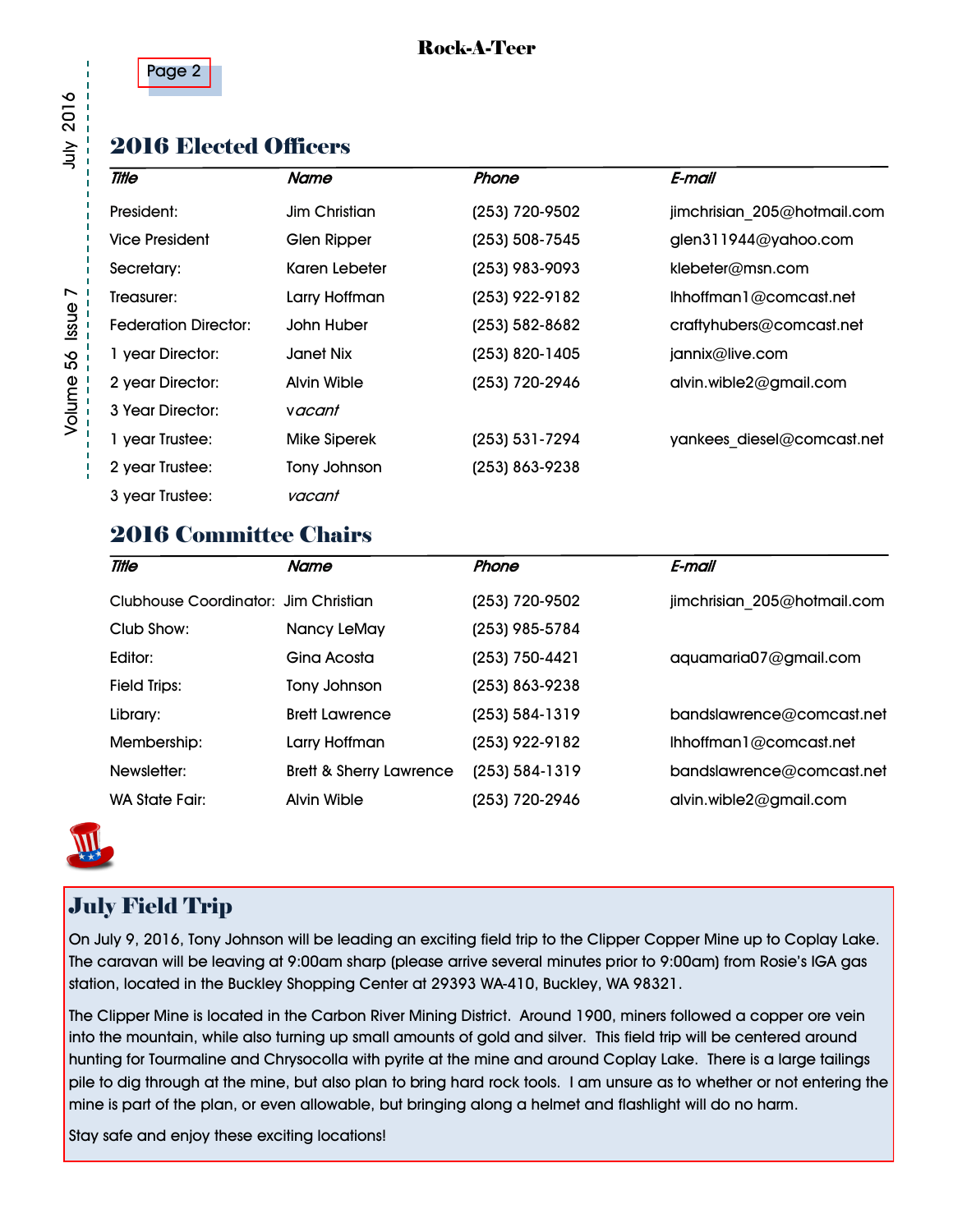## 2016 Elected Officers

| *Title* | *Name* | *Phone* | *E-mail* |
| --- | --- | --- | --- |
| President: | Jim Christian | (253) 720-9502 | jimchrisian_205@hotmail.com |
| Vice President | Glen Ripper | (253) 508-7545 | glen311944@yahoo.com |
| Secretary: | Karen Lebeter | (253) 983-9093 | klebeter@msn.com |
| Treasurer: | Larry Hoffman | (253) 922-9182 | lhhoffman1@comcast.net |
| Federation Director: | John Huber | (253) 582-8682 | craftyhubers@comcast.net |
| 1 year Director: | Janet Nix | (253) 820-1405 | jannix@live.com |
| 2 year Director: | Alvin Wible | (253) 720-2946 | alvin.wible2@gmail.com |
| 3 Year Director: | *vacant* | | |
| 1 year Trustee: | Mike Siperek | (253) 531-7294 | yankees_diesel@comcast.net |
| 2 year Trustee: | Tony Johnson | (253) 863-9238 | |
| 3 year Trustee: | *vacant* | | |

## 2016 Committee Chairs

| *Title* | *Name* | *Phone* | *E-mail* |
| --- | --- | --- | --- |
| Clubhouse Coordinator: | Jim Christian | (253) 720-9502 | jimchrisian_205@hotmail.com |
| Club Show: | Nancy LeMay | (253) 985-5784 | |
| Editor: | Gina Acosta | (253) 750-4421 | aquamaria07@gmail.com |
| Field Trips: | Tony Johnson | (253) 863-9238 | |
| Library: | Brett Lawrence | (253) 584-1319 | bandslawrence@comcast.net |
| Membership: | Larry Hoffman | (253) 922-9182 | lhhoffman1@comcast.net |
| Newsletter: | Brett & Sherry Lawrence | (253) 584-1319 | bandslawrence@comcast.net |
| WA State Fair: | Alvin Wible | (253) 720-2946 | alvin.wible2@gmail.com |

## July Field Trip

On July 9, 2016, Tony Johnson will be leading an exciting field trip to the Clipper Copper Mine up to Coplay Lake. The caravan will be leaving at 9:00am sharp (please arrive several minutes prior to 9:00am) from Rosie's IGA gas station, located in the Buckley Shopping Center at 29393 WA-410, Buckley, WA 98321.

The Clipper Mine is located in the Carbon River Mining District. Around 1900, miners followed a copper ore vein into the mountain, while also turning up small amounts of gold and silver. This field trip will be centered around hunting for Tourmaline and Chrysocolla with pyrite at the mine and around Coplay Lake. There is a large tailings pile to dig through at the mine, but also plan to bring hard rock tools. I am unsure as to whether or not entering the mine is part of the plan, or even allowable, but bringing along a helmet and flashlight will do no harm.

Stay safe and enjoy these exciting locations!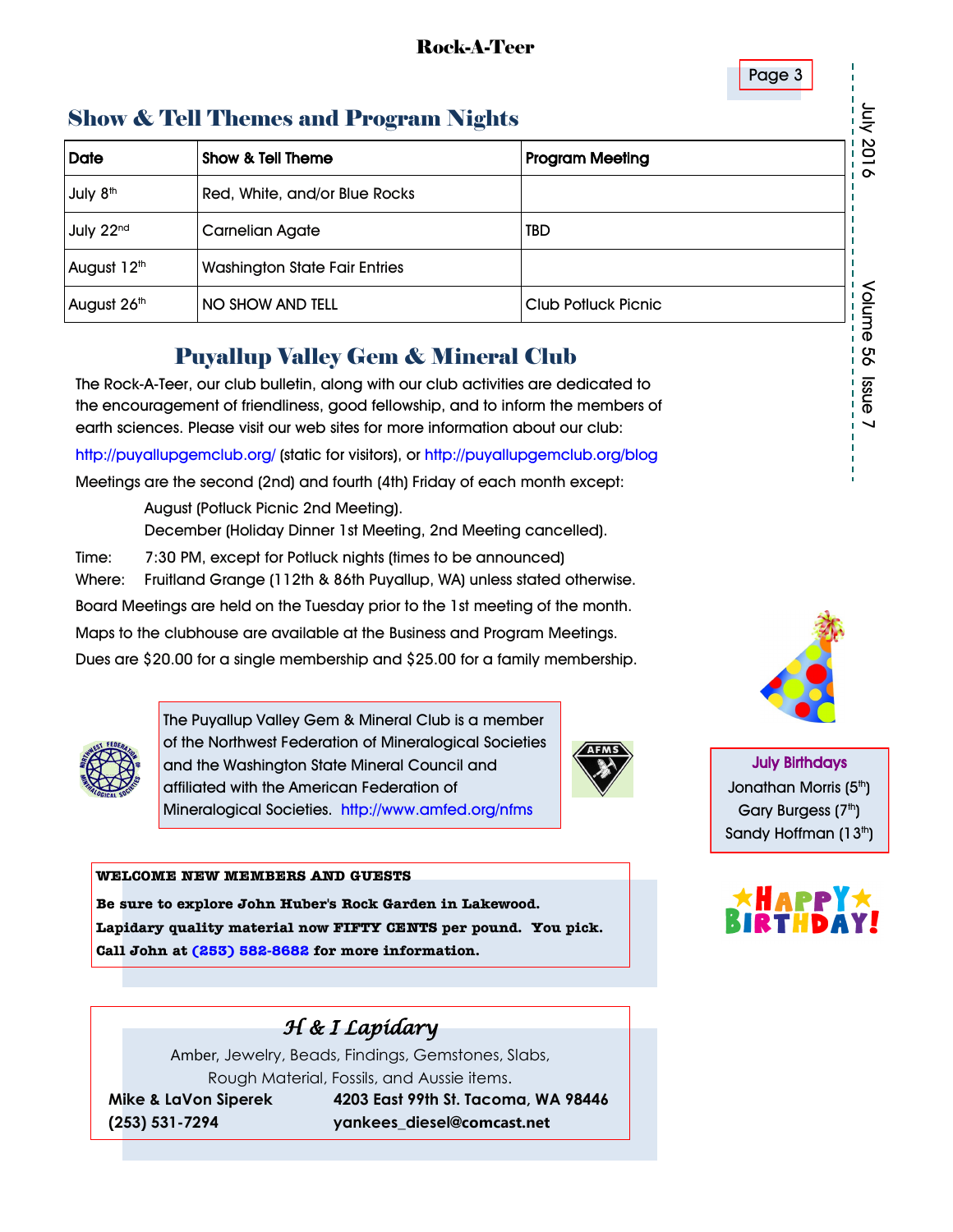## Show & Tell Themes and Program Nights

| Date | Show & Tell Theme | Program Meeting |
|---|---|---|
| July 8th | Red, White, and/or Blue Rocks | |
| July 22nd | Carnelian Agate | TBD |
| August 12th | Washington State Fair Entries | |
| August 26th | NO SHOW AND TELL | Club Potluck Picnic |

## Puyallup Valley Gem & Mineral Club

The Rock-A-Teer, our club bulletin, along with our club activities are dedicated to the encouragement of friendliness, good fellowship, and to inform the members of earth sciences. Please visit our web sites for more information about our club:

http://puyallupgemclub.org/ (static for visitors), or http://puyallupgemclub.org/blog

Meetings are the second (2nd) and fourth (4th) Friday of each month except:

August (Potluck Picnic 2nd Meeting).
December (Holiday Dinner 1st Meeting, 2nd Meeting cancelled).

Time: 7:30 PM, except for Potluck nights (times to be announced)
Where: Fruitland Grange (112th & 86th Puyallup, WA) unless stated otherwise.

Board Meetings are held on the Tuesday prior to the 1st meeting of the month.

Maps to the clubhouse are available at the Business and Program Meetings.

Dues are $20.00 for a single membership and $25.00 for a family membership.

The Puyallup Valley Gem & Mineral Club is a member of the Northwest Federation of Mineralogical Societies and the Washington State Mineral Council and affiliated with the American Federation of Mineralogical Societies. http://www.amfed.org/nfms

**WELCOME NEW MEMBERS AND GUESTS**

**Be sure to explore John Huber's Rock Garden in Lakewood.**
**Lapidary quality material now FIFTY CENTS per pound. You pick.**
**Call John at (253) 582-8682 for more information.**

**July Birthdays**
Jonathan Morris (5th)
Gary Burgess (7th)
Sandy Hoffman (13th)

HAPPY BIRTHDAY!

### *H & I Lapidary*

Amber, Jewelry, Beads, Findings, Gemstones, Slabs,
Rough Material, Fossils, and Aussie items.

**Mike & LaVon Siperek** — **4203 East 99th St. Tacoma, WA 98446**
**(253) 531-7294** — **yankees_diesel@comcast.net**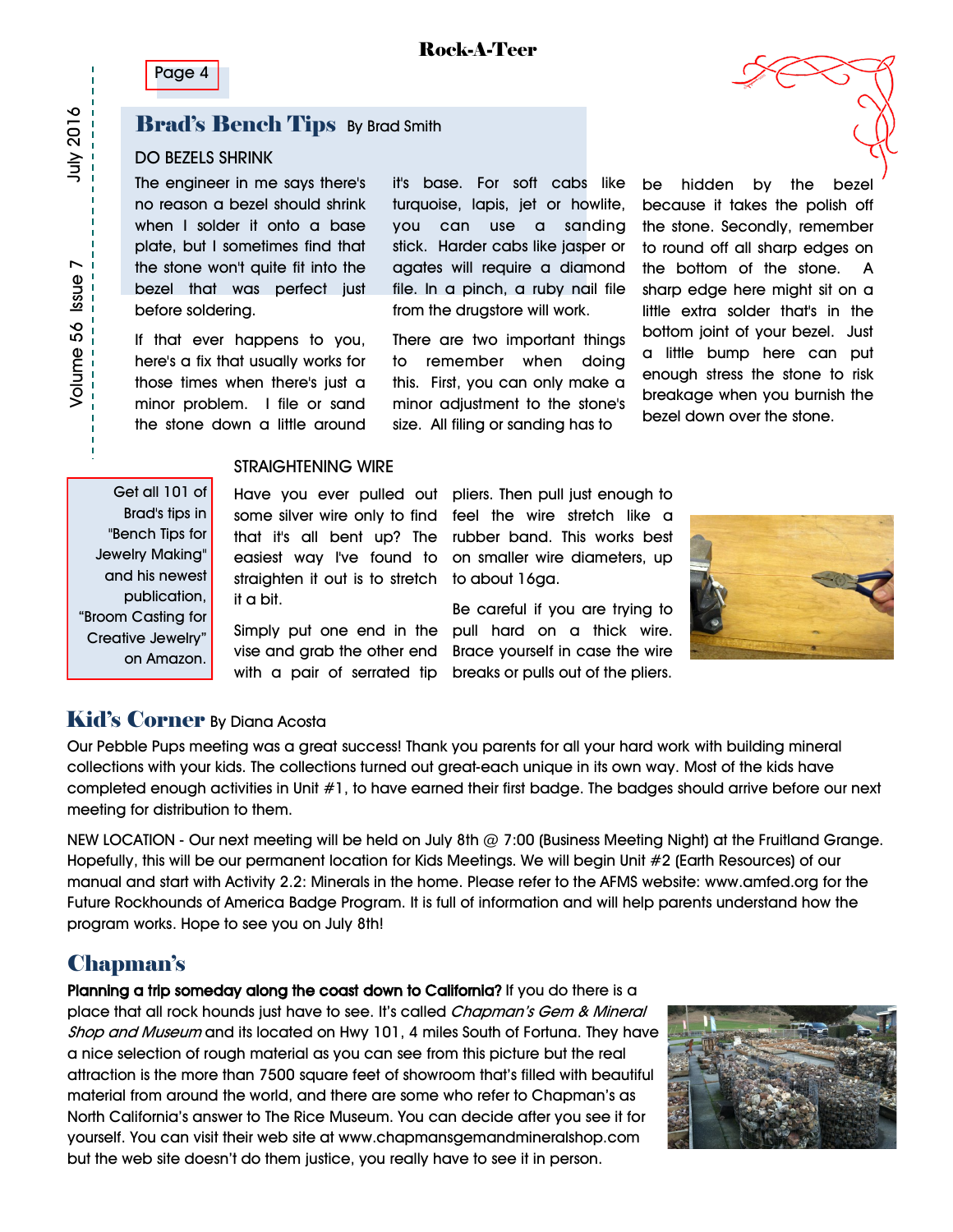## Brad's Bench Tips By Brad Smith

### DO BEZELS SHRINK

The engineer in me says there's no reason a bezel should shrink when I solder it onto a base plate, but I sometimes find that the stone won't quite fit into the bezel that was perfect just before soldering.

If that ever happens to you, here's a fix that usually works for those times when there's just a minor problem. I file or sand the stone down a little around it's base. For soft cabs like turquoise, lapis, jet or howlite, you can use a sanding stick. Harder cabs like jasper or agates will require a diamond file. In a pinch, a ruby nail file from the drugstore will work.

There are two important things to remember when doing this. First, you can only make a minor adjustment to the stone's size. All filing or sanding has to be hidden by the bezel because it takes the polish off the stone. Secondly, remember to round off all sharp edges on the bottom of the stone. A sharp edge here might sit on a little extra solder that's in the bottom joint of your bezel. Just a little bump here can put enough stress the stone to risk breakage when you burnish the bezel down over the stone.

### STRAIGHTENING WIRE

Have you ever pulled out some silver wire only to find that it's all bent up? The easiest way I've found to straighten it out is to stretch it a bit.

Simply put one end in the vise and grab the other end with a pair of serrated tip pliers. Then pull just enough to feel the wire stretch like a rubber band. This works best on smaller wire diameters, up to about 16ga.

Be careful if you are trying to pull hard on a thick wire. Brace yourself in case the wire breaks or pulls out of the pliers.

Get all 101 of Brad's tips in "Bench Tips for Jewelry Making" and his newest publication, "Broom Casting for Creative Jewelry" on Amazon.

## Kid's Corner By Diana Acosta

Our Pebble Pups meeting was a great success! Thank you parents for all your hard work with building mineral collections with your kids. The collections turned out great-each unique in its own way. Most of the kids have completed enough activities in Unit #1, to have earned their first badge. The badges should arrive before our next meeting for distribution to them.

NEW LOCATION - Our next meeting will be held on July 8th @ 7:00 (Business Meeting Night) at the Fruitland Grange. Hopefully, this will be our permanent location for Kids Meetings. We will begin Unit #2 (Earth Resources) of our manual and start with Activity 2.2: Minerals in the home. Please refer to the AFMS website: www.amfed.org for the Future Rockhounds of America Badge Program. It is full of information and will help parents understand how the program works. Hope to see you on July 8th!

## Chapman's

**Planning a trip someday along the coast down to California?** If you do there is a place that all rock hounds just have to see. It's called *Chapman's Gem & Mineral Shop and Museum* and its located on Hwy 101, 4 miles South of Fortuna. They have a nice selection of rough material as you can see from this picture but the real attraction is the more than 7500 square feet of showroom that's filled with beautiful material from around the world, and there are some who refer to Chapman's as North California's answer to The Rice Museum. You can decide after you see it for yourself. You can visit their web site at www.chapmansgemandmineralshop.com but the web site doesn't do them justice, you really have to see it in person.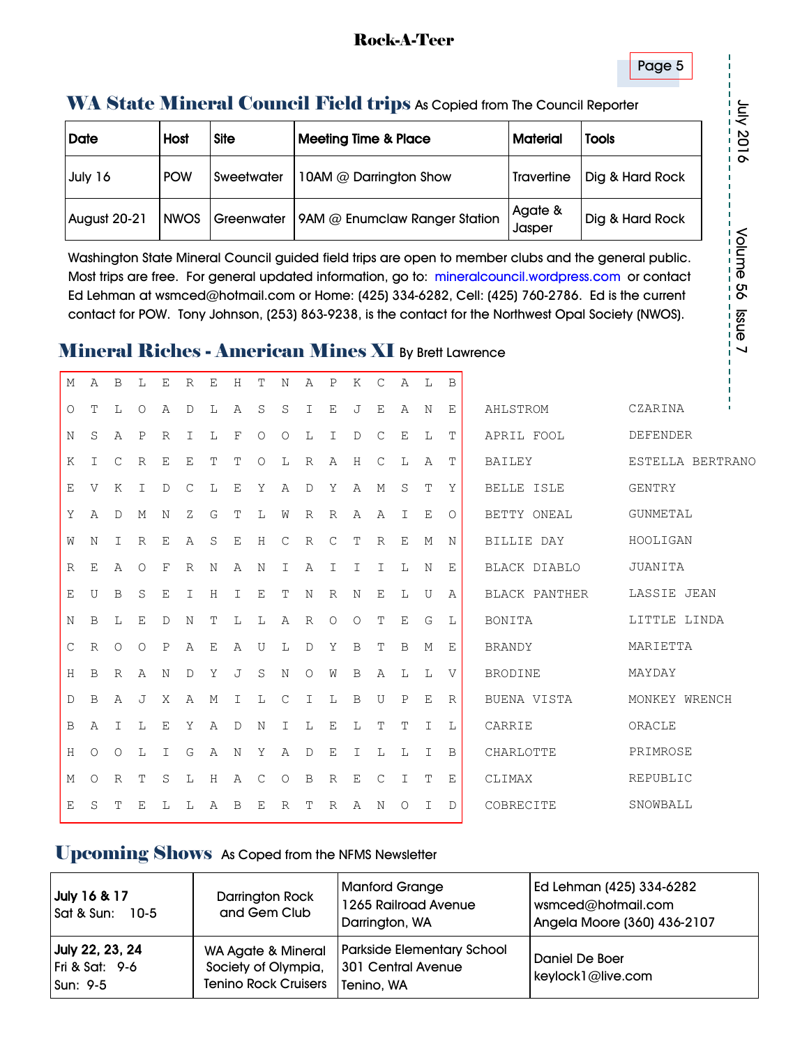## WA State Mineral Council Field trips As Copied from The Council Reporter

| Date | Host | Site | Meeting Time & Place | Material | Tools |
|---|---|---|---|---|---|
| July 16 | POW | Sweetwater | 10AM @ Darrington Show | Travertine | Dig & Hard Rock |
| August 20-21 | NWOS | Greenwater | 9AM @ Enumclaw Ranger Station | Agate & Jasper | Dig & Hard Rock |

Washington State Mineral Council guided field trips are open to member clubs and the general public. Most trips are free. For general updated information, go to: mineralcouncil.wordpress.com or contact Ed Lehman at wsmced@hotmail.com or Home: (425) 334-6282, Cell: (425) 760-2786. Ed is the current contact for POW. Tony Johnson, (253) 863-9238, is the contact for the Northwest Opal Society (NWOS).

## Mineral Riches - American Mines XI By Brett Lawrence

```
M A B L E R E H T N A P K C A L B
O T L O A D L A S S I E J E A N E
N S A P R I L F O O L I D C E L T
K I C R E E T T O L R A H C L A T
E V K I D C L E Y A D Y A M S T Y
Y A D M N Z G T L W R R A A I E O
W N I R E A S E H C R C T R E M N
R E A O F R N A N I A I I I L N E
E U B S E I H I E T N R N E L U A
N B L E D N T L L A R O O T E G L
C R O O P A E A U L D Y B T B M E
H B R A N D Y J S N O W B A L L V
D B A J X A M I L C I L B U P E R
B A I L E Y A D N I L E L T T I L
H O O L I G A N Y A D E I L L I B
M O R T S L H A C O B R E C I T E
E S T E L L A B E R T R A N O I D
```

| | |
|---|---|
| AHLSTROM | CZARINA |
| APRIL FOOL | DEFENDER |
| BAILEY | ESTELLA BERTRANO |
| BELLE ISLE | GENTRY |
| BETTY ONEAL | GUNMETAL |
| BILLIE DAY | HOOLIGAN |
| BLACK DIABLO | JUANITA |
| BLACK PANTHER | LASSIE JEAN |
| BONITA | LITTLE LINDA |
| BRANDY | MARIETTA |
| BRODINE | MAYDAY |
| BUENA VISTA | MONKEY WRENCH |
| CARRIE | ORACLE |
| CHARLOTTE | PRIMROSE |
| CLIMAX | REPUBLIC |
| COBRECITE | SNOWBALL |

## Upcoming Shows As Coped from the NFMS Newsletter

| | | | |
|---|---|---|---|
| **July 16 & 17** Sat & Sun: 10-5 | Darrington Rock and Gem Club | Manford Grange 1265 Railroad Avenue Darrington, WA | Ed Lehman (425) 334-6282 wsmced@hotmail.com Angela Moore (360) 436-2107 |
| **July 22, 23, 24** Fri & Sat: 9-6 Sun: 9-5 | WA Agate & Mineral Society of Olympia, Tenino Rock Cruisers | Parkside Elementary School 301 Central Avenue Tenino, WA | Daniel De Boer keylock1@live.com |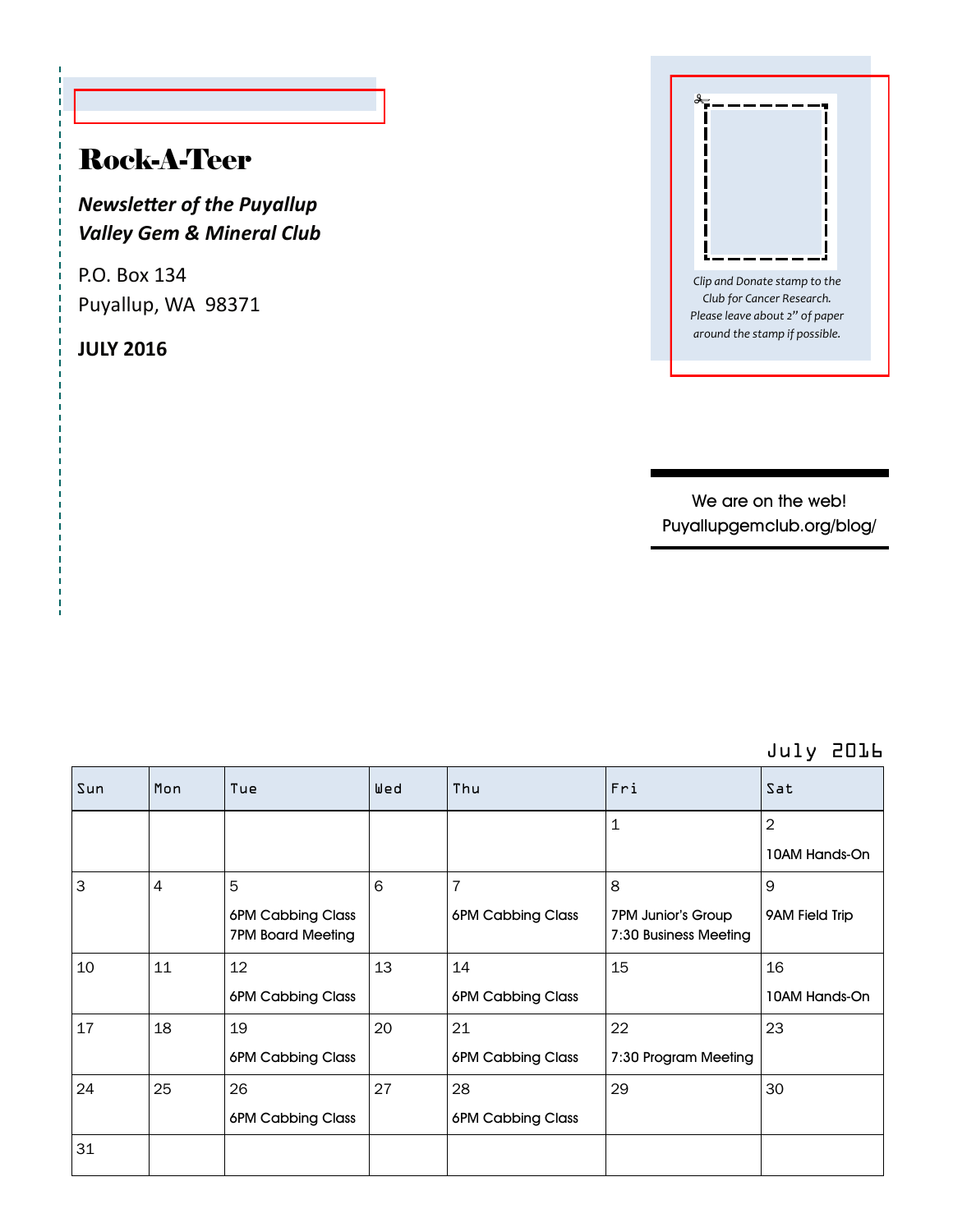# Rock-A-Teer

***Newsletter of the Puyallup Valley Gem & Mineral Club***

P.O. Box 134
Puyallup, WA 98371

**JULY 2016**

*Clip and Donate stamp to the Club for Cancer Research. Please leave about 2" of paper around the stamp if possible.*

We are on the web!
Puyallupgemclub.org/blog/

July 2016

| Sun | Mon | Tue | Wed | Thu | Fri | Sat |
|---|---|---|---|---|---|---|
| | | | | | 1 | 2<br>10AM Hands-On |
| 3 | 4 | 5<br>6PM Cabbing Class<br>7PM Board Meeting | 6 | 7<br>6PM Cabbing Class | 8<br>7PM Junior's Group<br>7:30 Business Meeting | 9<br>9AM Field Trip |
| 10 | 11 | 12<br>6PM Cabbing Class | 13 | 14<br>6PM Cabbing Class | 15 | 16<br>10AM Hands-On |
| 17 | 18 | 19<br>6PM Cabbing Class | 20 | 21<br>6PM Cabbing Class | 22<br>7:30 Program Meeting | 23 |
| 24 | 25 | 26<br>6PM Cabbing Class | 27 | 28<br>6PM Cabbing Class | 29 | 30 |
| 31 | | | | | | |